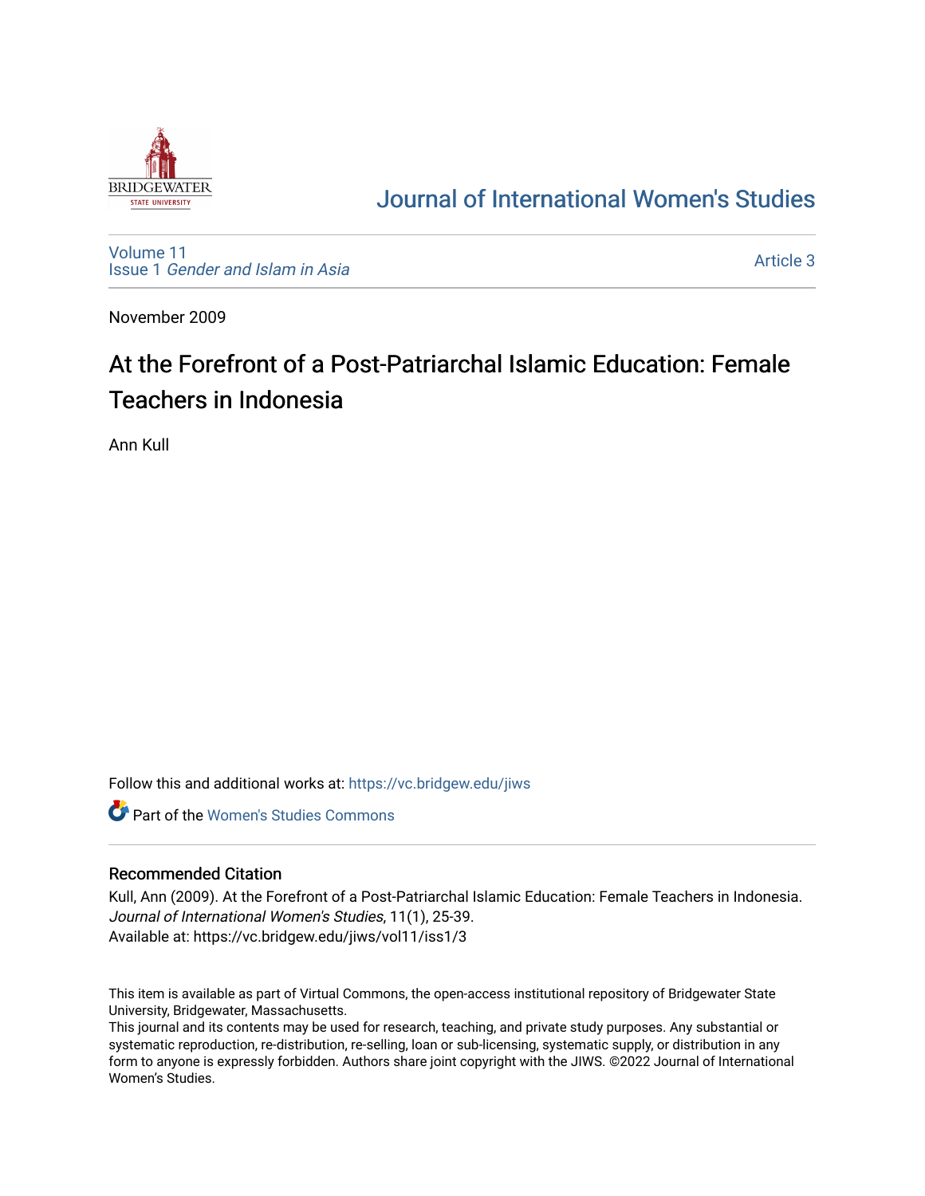# Journal of International Women's Studies

Volume 11
Issue 1 *Gender and Islam in Asia*

Article 3

November 2009

## At the Forefront of a Post-Patriarchal Islamic Education: Female Teachers in Indonesia

Ann Kull

Follow this and additional works at: https://vc.bridgew.edu/jiws

Part of the Women's Studies Commons

### Recommended Citation

Kull, Ann (2009). At the Forefront of a Post-Patriarchal Islamic Education: Female Teachers in Indonesia. *Journal of International Women's Studies*, 11(1), 25-39.
Available at: https://vc.bridgew.edu/jiws/vol11/iss1/3

This item is available as part of Virtual Commons, the open-access institutional repository of Bridgewater State University, Bridgewater, Massachusetts.
This journal and its contents may be used for research, teaching, and private study purposes. Any substantial or systematic reproduction, re-distribution, re-selling, loan or sub-licensing, systematic supply, or distribution in any form to anyone is expressly forbidden. Authors share joint copyright with the JIWS. ©2022 Journal of International Women's Studies.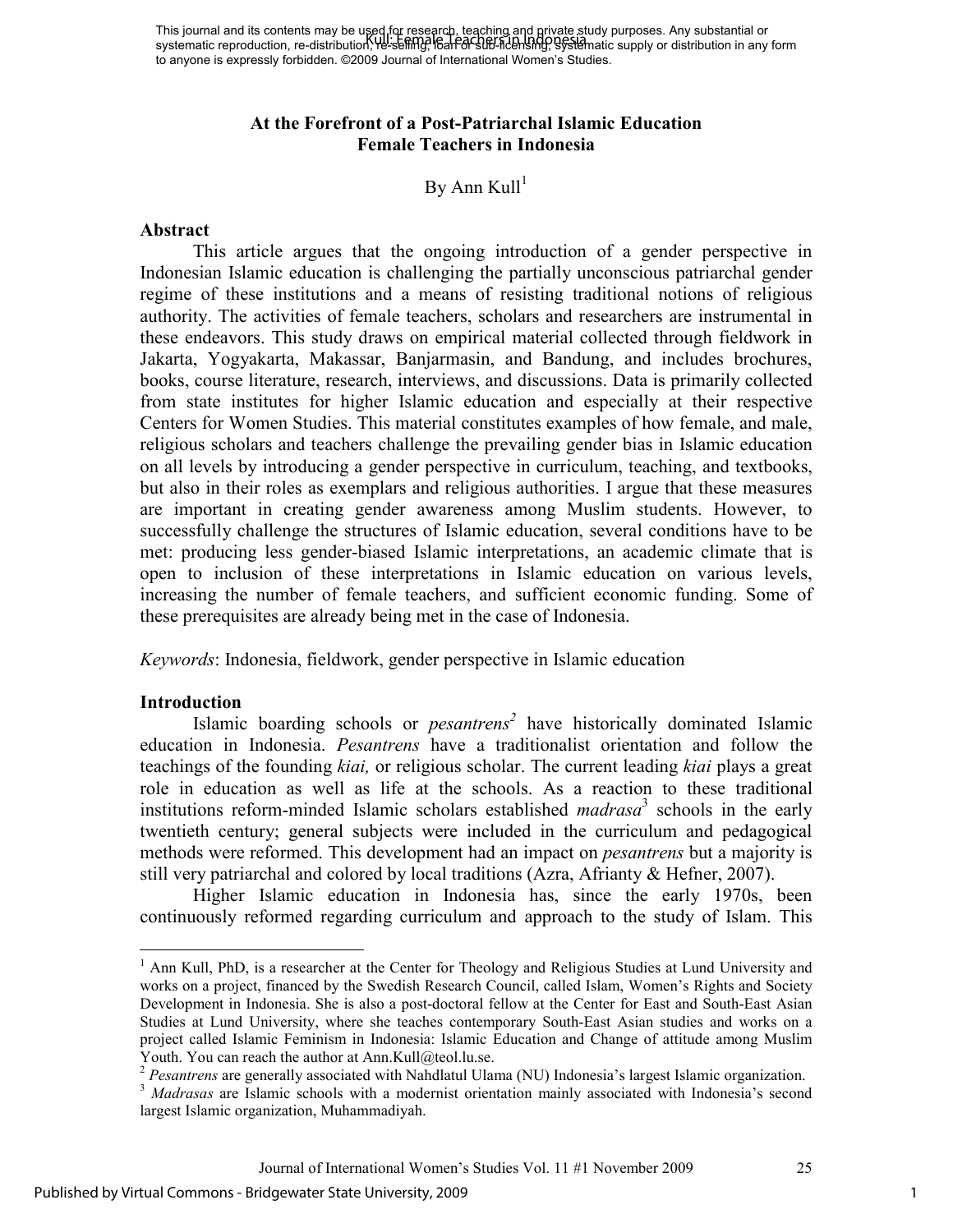This journal and its contents may be used for research, teaching and private study purposes. Any substantial or systematic reproduction, re-distribution, re-selling, loan or sub-licensing, systematic supply or distribution in any form to anyone is expressly forbidden. ©2009 Journal of International Women's Studies.

# At the Forefront of a Post-Patriarchal Islamic Education Female Teachers in Indonesia

By Ann Kull[1]

## Abstract

This article argues that the ongoing introduction of a gender perspective in Indonesian Islamic education is challenging the partially unconscious patriarchal gender regime of these institutions and a means of resisting traditional notions of religious authority. The activities of female teachers, scholars and researchers are instrumental in these endeavors. This study draws on empirical material collected through fieldwork in Jakarta, Yogyakarta, Makassar, Banjarmasin, and Bandung, and includes brochures, books, course literature, research, interviews, and discussions. Data is primarily collected from state institutes for higher Islamic education and especially at their respective Centers for Women Studies. This material constitutes examples of how female, and male, religious scholars and teachers challenge the prevailing gender bias in Islamic education on all levels by introducing a gender perspective in curriculum, teaching, and textbooks, but also in their roles as exemplars and religious authorities. I argue that these measures are important in creating gender awareness among Muslim students. However, to successfully challenge the structures of Islamic education, several conditions have to be met: producing less gender-biased Islamic interpretations, an academic climate that is open to inclusion of these interpretations in Islamic education on various levels, increasing the number of female teachers, and sufficient economic funding. Some of these prerequisites are already being met in the case of Indonesia.

*Keywords*: Indonesia, fieldwork, gender perspective in Islamic education

## Introduction

Islamic boarding schools or *pesantrens*[2] have historically dominated Islamic education in Indonesia. *Pesantrens* have a traditionalist orientation and follow the teachings of the founding *kiai,* or religious scholar. The current leading *kiai* plays a great role in education as well as life at the schools. As a reaction to these traditional institutions reform-minded Islamic scholars established *madrasa*[3] schools in the early twentieth century; general subjects were included in the curriculum and pedagogical methods were reformed. This development had an impact on *pesantrens* but a majority is still very patriarchal and colored by local traditions (Azra, Afrianty & Hefner, 2007).

Higher Islamic education in Indonesia has, since the early 1970s, been continuously reformed regarding curriculum and approach to the study of Islam. This

---

[1] Ann Kull, PhD, is a researcher at the Center for Theology and Religious Studies at Lund University and works on a project, financed by the Swedish Research Council, called Islam, Women's Rights and Society Development in Indonesia. She is also a post-doctoral fellow at the Center for East and South-East Asian Studies at Lund University, where she teaches contemporary South-East Asian studies and works on a project called Islamic Feminism in Indonesia: Islamic Education and Change of attitude among Muslim Youth. You can reach the author at Ann.Kull@teol.lu.se.

[2] *Pesantrens* are generally associated with Nahdlatul Ulama (NU) Indonesia's largest Islamic organization.

[3] *Madrasas* are Islamic schools with a modernist orientation mainly associated with Indonesia's second largest Islamic organization, Muhammadiyah.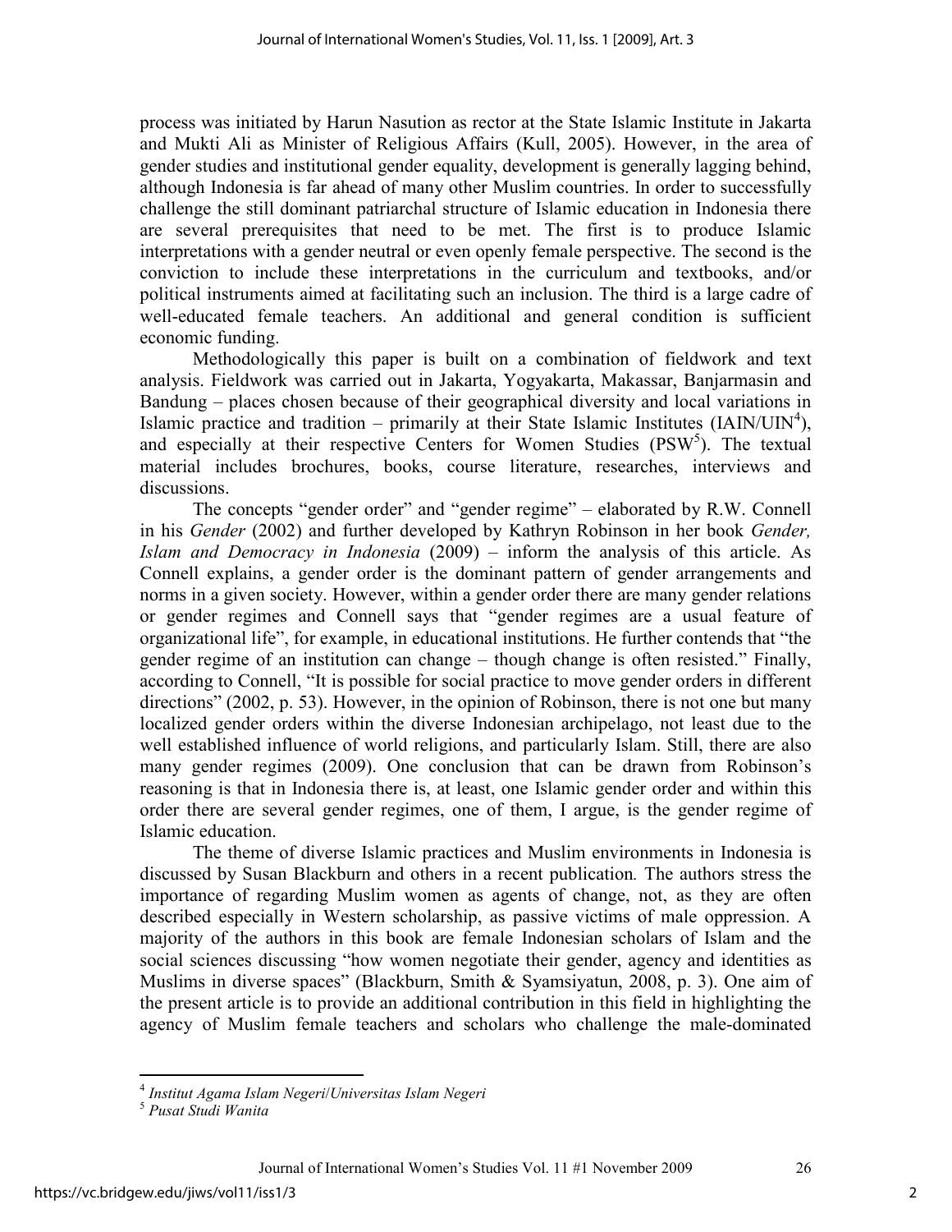process was initiated by Harun Nasution as rector at the State Islamic Institute in Jakarta and Mukti Ali as Minister of Religious Affairs (Kull, 2005). However, in the area of gender studies and institutional gender equality, development is generally lagging behind, although Indonesia is far ahead of many other Muslim countries. In order to successfully challenge the still dominant patriarchal structure of Islamic education in Indonesia there are several prerequisites that need to be met. The first is to produce Islamic interpretations with a gender neutral or even openly female perspective. The second is the conviction to include these interpretations in the curriculum and textbooks, and/or political instruments aimed at facilitating such an inclusion. The third is a large cadre of well-educated female teachers. An additional and general condition is sufficient economic funding.

Methodologically this paper is built on a combination of fieldwork and text analysis. Fieldwork was carried out in Jakarta, Yogyakarta, Makassar, Banjarmasin and Bandung – places chosen because of their geographical diversity and local variations in Islamic practice and tradition – primarily at their State Islamic Institutes (IAIN/UIN[4]), and especially at their respective Centers for Women Studies (PSW[5]). The textual material includes brochures, books, course literature, researches, interviews and discussions.

The concepts "gender order" and "gender regime" – elaborated by R.W. Connell in his *Gender* (2002) and further developed by Kathryn Robinson in her book *Gender, Islam and Democracy in Indonesia* (2009) – inform the analysis of this article. As Connell explains, a gender order is the dominant pattern of gender arrangements and norms in a given society. However, within a gender order there are many gender relations or gender regimes and Connell says that "gender regimes are a usual feature of organizational life", for example, in educational institutions. He further contends that "the gender regime of an institution can change – though change is often resisted." Finally, according to Connell, "It is possible for social practice to move gender orders in different directions" (2002, p. 53). However, in the opinion of Robinson, there is not one but many localized gender orders within the diverse Indonesian archipelago, not least due to the well established influence of world religions, and particularly Islam. Still, there are also many gender regimes (2009). One conclusion that can be drawn from Robinson's reasoning is that in Indonesia there is, at least, one Islamic gender order and within this order there are several gender regimes, one of them, I argue, is the gender regime of Islamic education.

The theme of diverse Islamic practices and Muslim environments in Indonesia is discussed by Susan Blackburn and others in a recent publication. The authors stress the importance of regarding Muslim women as agents of change, not, as they are often described especially in Western scholarship, as passive victims of male oppression. A majority of the authors in this book are female Indonesian scholars of Islam and the social sciences discussing "how women negotiate their gender, agency and identities as Muslims in diverse spaces" (Blackburn, Smith & Syamsiyatun, 2008, p. 3). One aim of the present article is to provide an additional contribution in this field in highlighting the agency of Muslim female teachers and scholars who challenge the male-dominated

---

[4] *Institut Agama Islam Negeri/Universitas Islam Negeri*

[5] *Pusat Studi Wanita*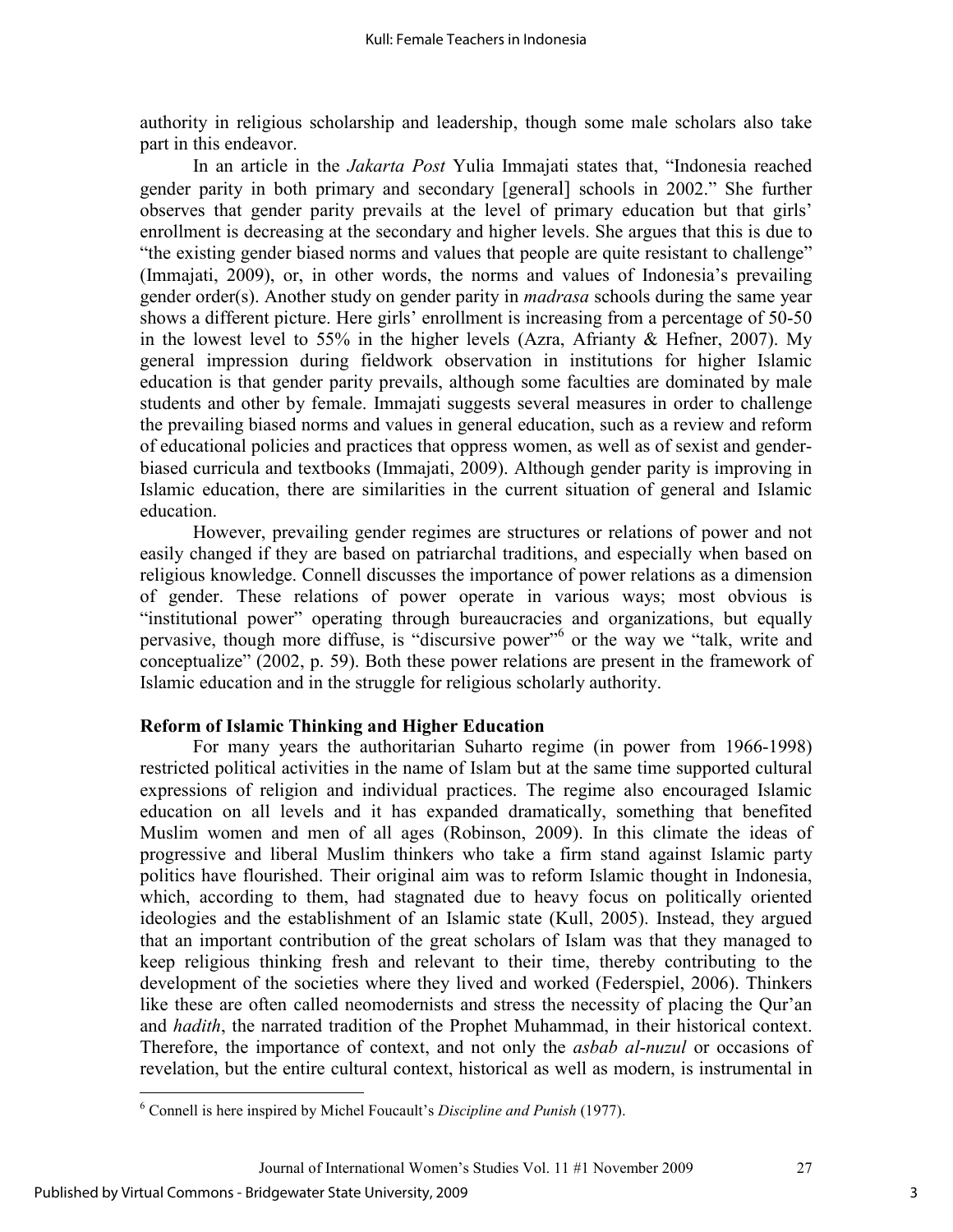authority in religious scholarship and leadership, though some male scholars also take part in this endeavor.

In an article in the *Jakarta Post* Yulia Immajati states that, "Indonesia reached gender parity in both primary and secondary [general] schools in 2002." She further observes that gender parity prevails at the level of primary education but that girls' enrollment is decreasing at the secondary and higher levels. She argues that this is due to "the existing gender biased norms and values that people are quite resistant to challenge" (Immajati, 2009), or, in other words, the norms and values of Indonesia's prevailing gender order(s). Another study on gender parity in *madrasa* schools during the same year shows a different picture. Here girls' enrollment is increasing from a percentage of 50-50 in the lowest level to 55% in the higher levels (Azra, Afrianty & Hefner, 2007). My general impression during fieldwork observation in institutions for higher Islamic education is that gender parity prevails, although some faculties are dominated by male students and other by female. Immajati suggests several measures in order to challenge the prevailing biased norms and values in general education, such as a review and reform of educational policies and practices that oppress women, as well as of sexist and gender-biased curricula and textbooks (Immajati, 2009). Although gender parity is improving in Islamic education, there are similarities in the current situation of general and Islamic education.

However, prevailing gender regimes are structures or relations of power and not easily changed if they are based on patriarchal traditions, and especially when based on religious knowledge. Connell discusses the importance of power relations as a dimension of gender. These relations of power operate in various ways; most obvious is "institutional power" operating through bureaucracies and organizations, but equally pervasive, though more diffuse, is "discursive power"[6] or the way we "talk, write and conceptualize" (2002, p. 59). Both these power relations are present in the framework of Islamic education and in the struggle for religious scholarly authority.

**Reform of Islamic Thinking and Higher Education**

For many years the authoritarian Suharto regime (in power from 1966-1998) restricted political activities in the name of Islam but at the same time supported cultural expressions of religion and individual practices. The regime also encouraged Islamic education on all levels and it has expanded dramatically, something that benefited Muslim women and men of all ages (Robinson, 2009). In this climate the ideas of progressive and liberal Muslim thinkers who take a firm stand against Islamic party politics have flourished. Their original aim was to reform Islamic thought in Indonesia, which, according to them, had stagnated due to heavy focus on politically oriented ideologies and the establishment of an Islamic state (Kull, 2005). Instead, they argued that an important contribution of the great scholars of Islam was that they managed to keep religious thinking fresh and relevant to their time, thereby contributing to the development of the societies where they lived and worked (Federspiel, 2006). Thinkers like these are often called neomodernists and stress the necessity of placing the Qur'an and *hadith*, the narrated tradition of the Prophet Muhammad, in their historical context. Therefore, the importance of context, and not only the *asbab al-nuzul* or occasions of revelation, but the entire cultural context, historical as well as modern, is instrumental in

[6] Connell is here inspired by Michel Foucault's *Discipline and Punish* (1977).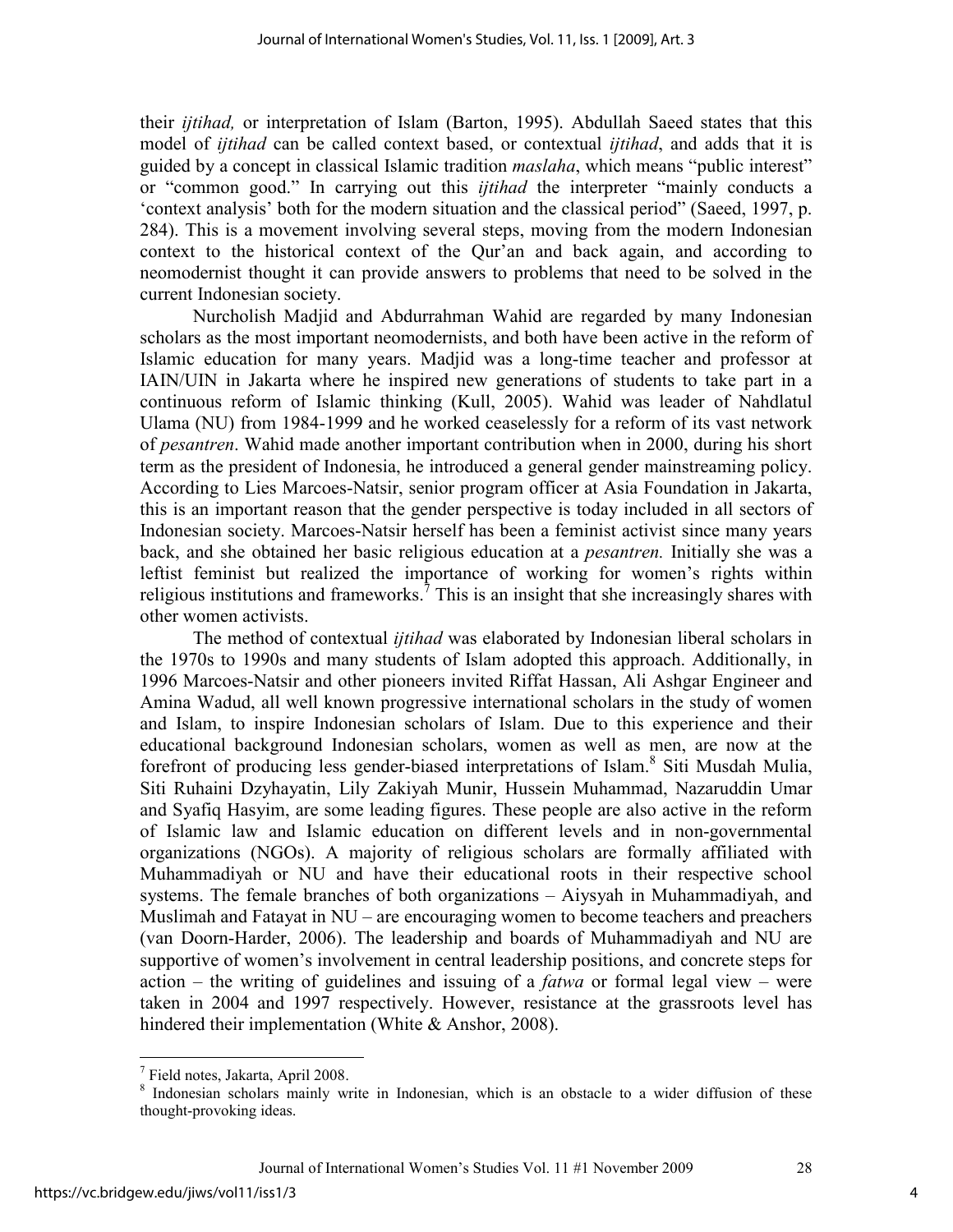their *ijtihad,* or interpretation of Islam (Barton, 1995). Abdullah Saeed states that this model of *ijtihad* can be called context based, or contextual *ijtihad*, and adds that it is guided by a concept in classical Islamic tradition *maslaha*, which means "public interest" or "common good." In carrying out this *ijtihad* the interpreter "mainly conducts a 'context analysis' both for the modern situation and the classical period" (Saeed, 1997, p. 284). This is a movement involving several steps, moving from the modern Indonesian context to the historical context of the Qur'an and back again, and according to neomodernist thought it can provide answers to problems that need to be solved in the current Indonesian society.

Nurcholish Madjid and Abdurrahman Wahid are regarded by many Indonesian scholars as the most important neomodernists, and both have been active in the reform of Islamic education for many years. Madjid was a long-time teacher and professor at IAIN/UIN in Jakarta where he inspired new generations of students to take part in a continuous reform of Islamic thinking (Kull, 2005). Wahid was leader of Nahdlatul Ulama (NU) from 1984-1999 and he worked ceaselessly for a reform of its vast network of *pesantren*. Wahid made another important contribution when in 2000, during his short term as the president of Indonesia, he introduced a general gender mainstreaming policy. According to Lies Marcoes-Natsir, senior program officer at Asia Foundation in Jakarta, this is an important reason that the gender perspective is today included in all sectors of Indonesian society. Marcoes-Natsir herself has been a feminist activist since many years back, and she obtained her basic religious education at a *pesantren.* Initially she was a leftist feminist but realized the importance of working for women's rights within religious institutions and frameworks.[7] This is an insight that she increasingly shares with other women activists.

The method of contextual *ijtihad* was elaborated by Indonesian liberal scholars in the 1970s to 1990s and many students of Islam adopted this approach. Additionally, in 1996 Marcoes-Natsir and other pioneers invited Riffat Hassan, Ali Ashgar Engineer and Amina Wadud, all well known progressive international scholars in the study of women and Islam, to inspire Indonesian scholars of Islam. Due to this experience and their educational background Indonesian scholars, women as well as men, are now at the forefront of producing less gender-biased interpretations of Islam.[8] Siti Musdah Mulia, Siti Ruhaini Dzyhayatin, Lily Zakiyah Munir, Hussein Muhammad, Nazaruddin Umar and Syafiq Hasyim, are some leading figures. These people are also active in the reform of Islamic law and Islamic education on different levels and in non-governmental organizations (NGOs). A majority of religious scholars are formally affiliated with Muhammadiyah or NU and have their educational roots in their respective school systems. The female branches of both organizations – Aiysyah in Muhammadiyah, and Muslimah and Fatayat in NU – are encouraging women to become teachers and preachers (van Doorn-Harder, 2006). The leadership and boards of Muhammadiyah and NU are supportive of women's involvement in central leadership positions, and concrete steps for action – the writing of guidelines and issuing of a *fatwa* or formal legal view – were taken in 2004 and 1997 respectively. However, resistance at the grassroots level has hindered their implementation (White & Anshor, 2008).

[7] Field notes, Jakarta, April 2008.

[8] Indonesian scholars mainly write in Indonesian, which is an obstacle to a wider diffusion of these thought-provoking ideas.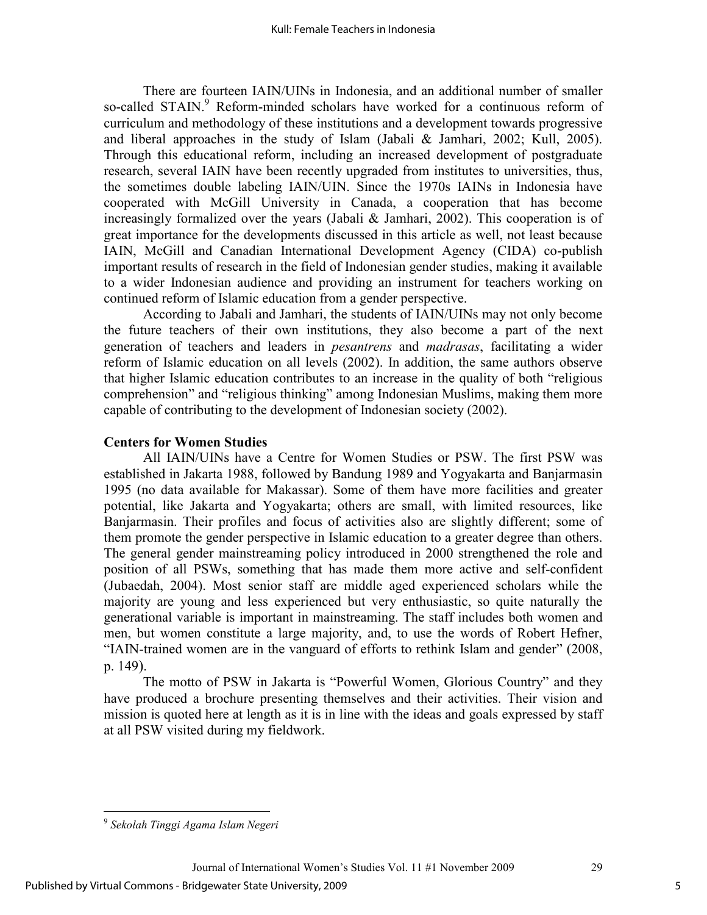There are fourteen IAIN/UINs in Indonesia, and an additional number of smaller so-called STAIN.[9] Reform-minded scholars have worked for a continuous reform of curriculum and methodology of these institutions and a development towards progressive and liberal approaches in the study of Islam (Jabali & Jamhari, 2002; Kull, 2005). Through this educational reform, including an increased development of postgraduate research, several IAIN have been recently upgraded from institutes to universities, thus, the sometimes double labeling IAIN/UIN. Since the 1970s IAINs in Indonesia have cooperated with McGill University in Canada, a cooperation that has become increasingly formalized over the years (Jabali & Jamhari, 2002). This cooperation is of great importance for the developments discussed in this article as well, not least because IAIN, McGill and Canadian International Development Agency (CIDA) co-publish important results of research in the field of Indonesian gender studies, making it available to a wider Indonesian audience and providing an instrument for teachers working on continued reform of Islamic education from a gender perspective.

According to Jabali and Jamhari, the students of IAIN/UINs may not only become the future teachers of their own institutions, they also become a part of the next generation of teachers and leaders in *pesantrens* and *madrasas*, facilitating a wider reform of Islamic education on all levels (2002). In addition, the same authors observe that higher Islamic education contributes to an increase in the quality of both "religious comprehension" and "religious thinking" among Indonesian Muslims, making them more capable of contributing to the development of Indonesian society (2002).

**Centers for Women Studies**

All IAIN/UINs have a Centre for Women Studies or PSW. The first PSW was established in Jakarta 1988, followed by Bandung 1989 and Yogyakarta and Banjarmasin 1995 (no data available for Makassar). Some of them have more facilities and greater potential, like Jakarta and Yogyakarta; others are small, with limited resources, like Banjarmasin. Their profiles and focus of activities also are slightly different; some of them promote the gender perspective in Islamic education to a greater degree than others. The general gender mainstreaming policy introduced in 2000 strengthened the role and position of all PSWs, something that has made them more active and self-confident (Jubaedah, 2004). Most senior staff are middle aged experienced scholars while the majority are young and less experienced but very enthusiastic, so quite naturally the generational variable is important in mainstreaming. The staff includes both women and men, but women constitute a large majority, and, to use the words of Robert Hefner, "IAIN-trained women are in the vanguard of efforts to rethink Islam and gender" (2008, p. 149).

The motto of PSW in Jakarta is "Powerful Women, Glorious Country" and they have produced a brochure presenting themselves and their activities. Their vision and mission is quoted here at length as it is in line with the ideas and goals expressed by staff at all PSW visited during my fieldwork.

---

[9] *Sekolah Tinggi Agama Islam Negeri*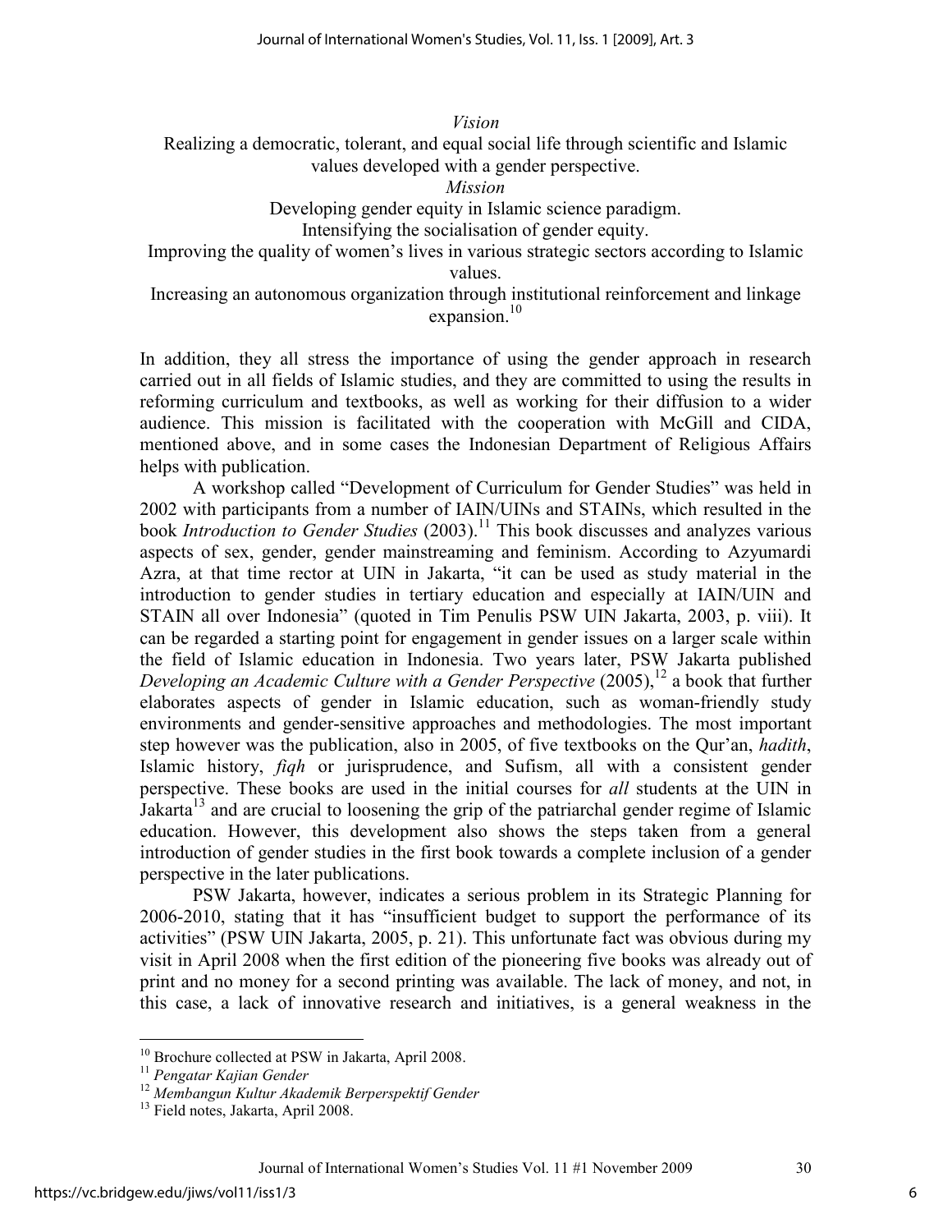*Vision*

Realizing a democratic, tolerant, and equal social life through scientific and Islamic values developed with a gender perspective.

*Mission*

Developing gender equity in Islamic science paradigm.

Intensifying the socialisation of gender equity.

Improving the quality of women's lives in various strategic sectors according to Islamic values.

Increasing an autonomous organization through institutional reinforcement and linkage expansion.[10]

In addition, they all stress the importance of using the gender approach in research carried out in all fields of Islamic studies, and they are committed to using the results in reforming curriculum and textbooks, as well as working for their diffusion to a wider audience. This mission is facilitated with the cooperation with McGill and CIDA, mentioned above, and in some cases the Indonesian Department of Religious Affairs helps with publication.

A workshop called "Development of Curriculum for Gender Studies" was held in 2002 with participants from a number of IAIN/UINs and STAINs, which resulted in the book *Introduction to Gender Studies* (2003).[11] This book discusses and analyzes various aspects of sex, gender, gender mainstreaming and feminism. According to Azyumardi Azra, at that time rector at UIN in Jakarta, "it can be used as study material in the introduction to gender studies in tertiary education and especially at IAIN/UIN and STAIN all over Indonesia" (quoted in Tim Penulis PSW UIN Jakarta, 2003, p. viii). It can be regarded a starting point for engagement in gender issues on a larger scale within the field of Islamic education in Indonesia. Two years later, PSW Jakarta published *Developing an Academic Culture with a Gender Perspective* (2005),[12] a book that further elaborates aspects of gender in Islamic education, such as woman-friendly study environments and gender-sensitive approaches and methodologies. The most important step however was the publication, also in 2005, of five textbooks on the Qur'an, *hadith*, Islamic history, *fiqh* or jurisprudence, and Sufism, all with a consistent gender perspective. These books are used in the initial courses for *all* students at the UIN in Jakarta[13] and are crucial to loosening the grip of the patriarchal gender regime of Islamic education. However, this development also shows the steps taken from a general introduction of gender studies in the first book towards a complete inclusion of a gender perspective in the later publications.

PSW Jakarta, however, indicates a serious problem in its Strategic Planning for 2006-2010, stating that it has "insufficient budget to support the performance of its activities" (PSW UIN Jakarta, 2005, p. 21). This unfortunate fact was obvious during my visit in April 2008 when the first edition of the pioneering five books was already out of print and no money for a second printing was available. The lack of money, and not, in this case, a lack of innovative research and initiatives, is a general weakness in the

---

[10] Brochure collected at PSW in Jakarta, April 2008.

[11] *Pengatar Kajian Gender*

[12] *Membangun Kultur Akademik Berperspektif Gender*

[13] Field notes, Jakarta, April 2008.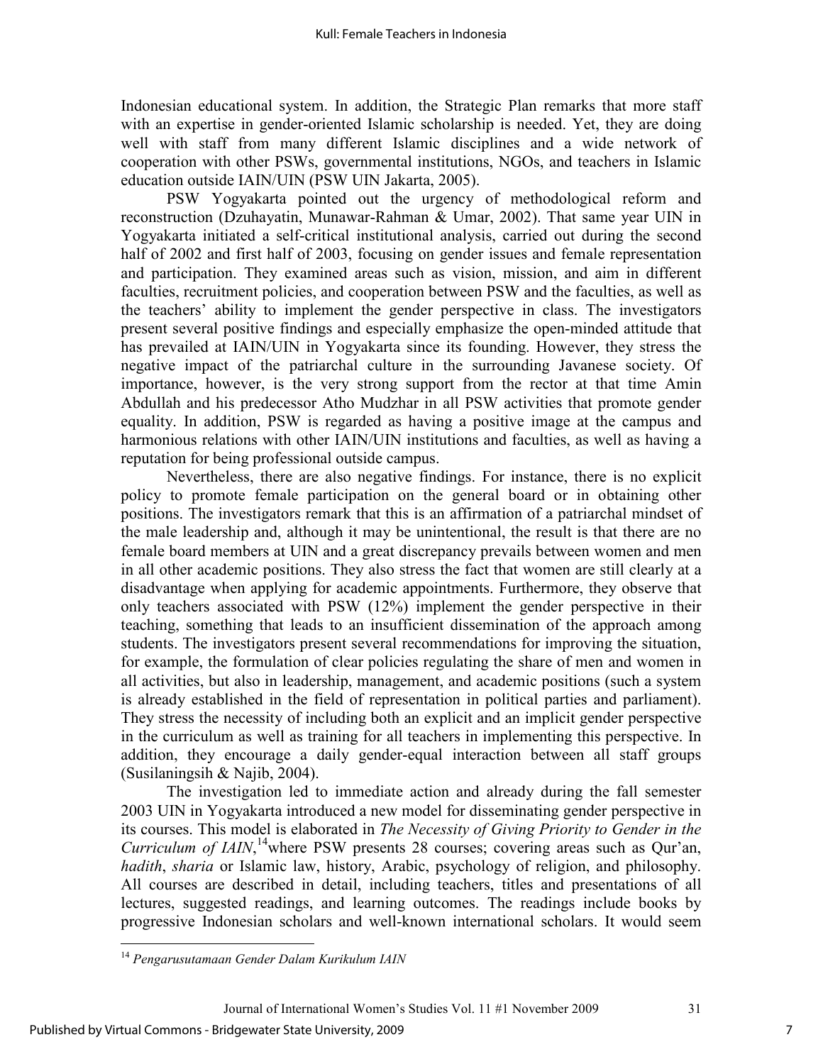Indonesian educational system. In addition, the Strategic Plan remarks that more staff with an expertise in gender-oriented Islamic scholarship is needed. Yet, they are doing well with staff from many different Islamic disciplines and a wide network of cooperation with other PSWs, governmental institutions, NGOs, and teachers in Islamic education outside IAIN/UIN (PSW UIN Jakarta, 2005).

PSW Yogyakarta pointed out the urgency of methodological reform and reconstruction (Dzuhayatin, Munawar-Rahman & Umar, 2002). That same year UIN in Yogyakarta initiated a self-critical institutional analysis, carried out during the second half of 2002 and first half of 2003, focusing on gender issues and female representation and participation. They examined areas such as vision, mission, and aim in different faculties, recruitment policies, and cooperation between PSW and the faculties, as well as the teachers' ability to implement the gender perspective in class. The investigators present several positive findings and especially emphasize the open-minded attitude that has prevailed at IAIN/UIN in Yogyakarta since its founding. However, they stress the negative impact of the patriarchal culture in the surrounding Javanese society. Of importance, however, is the very strong support from the rector at that time Amin Abdullah and his predecessor Atho Mudzhar in all PSW activities that promote gender equality. In addition, PSW is regarded as having a positive image at the campus and harmonious relations with other IAIN/UIN institutions and faculties, as well as having a reputation for being professional outside campus.

Nevertheless, there are also negative findings. For instance, there is no explicit policy to promote female participation on the general board or in obtaining other positions. The investigators remark that this is an affirmation of a patriarchal mindset of the male leadership and, although it may be unintentional, the result is that there are no female board members at UIN and a great discrepancy prevails between women and men in all other academic positions. They also stress the fact that women are still clearly at a disadvantage when applying for academic appointments. Furthermore, they observe that only teachers associated with PSW (12%) implement the gender perspective in their teaching, something that leads to an insufficient dissemination of the approach among students. The investigators present several recommendations for improving the situation, for example, the formulation of clear policies regulating the share of men and women in all activities, but also in leadership, management, and academic positions (such a system is already established in the field of representation in political parties and parliament). They stress the necessity of including both an explicit and an implicit gender perspective in the curriculum as well as training for all teachers in implementing this perspective. In addition, they encourage a daily gender-equal interaction between all staff groups (Susilaningsih & Najib, 2004).

The investigation led to immediate action and already during the fall semester 2003 UIN in Yogyakarta introduced a new model for disseminating gender perspective in its courses. This model is elaborated in *The Necessity of Giving Priority to Gender in the Curriculum of IAIN*,[14] where PSW presents 28 courses; covering areas such as Qur'an, *hadith*, *sharia* or Islamic law, history, Arabic, psychology of religion, and philosophy. All courses are described in detail, including teachers, titles and presentations of all lectures, suggested readings, and learning outcomes. The readings include books by progressive Indonesian scholars and well-known international scholars. It would seem

[14] *Pengarusutamaan Gender Dalam Kurikulum IAIN*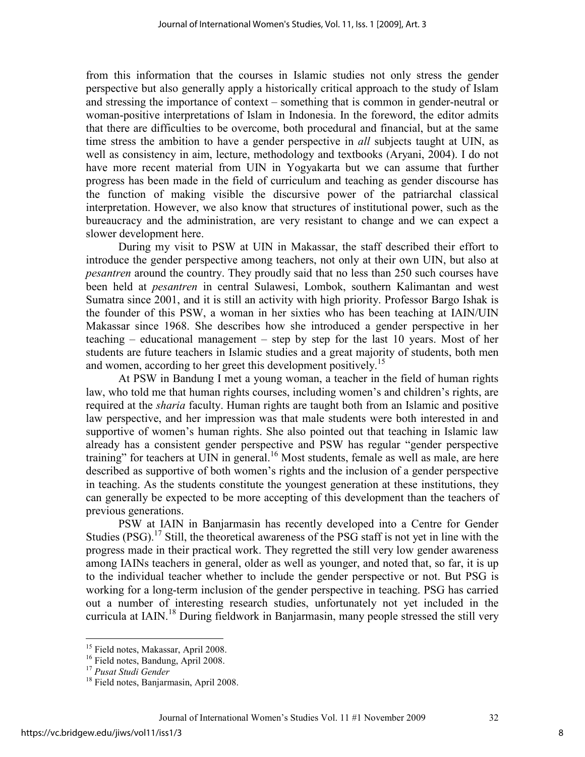from this information that the courses in Islamic studies not only stress the gender perspective but also generally apply a historically critical approach to the study of Islam and stressing the importance of context – something that is common in gender-neutral or woman-positive interpretations of Islam in Indonesia. In the foreword, the editor admits that there are difficulties to be overcome, both procedural and financial, but at the same time stress the ambition to have a gender perspective in *all* subjects taught at UIN, as well as consistency in aim, lecture, methodology and textbooks (Aryani, 2004). I do not have more recent material from UIN in Yogyakarta but we can assume that further progress has been made in the field of curriculum and teaching as gender discourse has the function of making visible the discursive power of the patriarchal classical interpretation. However, we also know that structures of institutional power, such as the bureaucracy and the administration, are very resistant to change and we can expect a slower development here.

During my visit to PSW at UIN in Makassar, the staff described their effort to introduce the gender perspective among teachers, not only at their own UIN, but also at *pesantren* around the country. They proudly said that no less than 250 such courses have been held at *pesantren* in central Sulawesi, Lombok, southern Kalimantan and west Sumatra since 2001, and it is still an activity with high priority. Professor Bargo Ishak is the founder of this PSW, a woman in her sixties who has been teaching at IAIN/UIN Makassar since 1968. She describes how she introduced a gender perspective in her teaching – educational management – step by step for the last 10 years. Most of her students are future teachers in Islamic studies and a great majority of students, both men and women, according to her greet this development positively.[15]

At PSW in Bandung I met a young woman, a teacher in the field of human rights law, who told me that human rights courses, including women's and children's rights, are required at the *sharia* faculty. Human rights are taught both from an Islamic and positive law perspective, and her impression was that male students were both interested in and supportive of women's human rights. She also pointed out that teaching in Islamic law already has a consistent gender perspective and PSW has regular "gender perspective training" for teachers at UIN in general.[16] Most students, female as well as male, are here described as supportive of both women's rights and the inclusion of a gender perspective in teaching. As the students constitute the youngest generation at these institutions, they can generally be expected to be more accepting of this development than the teachers of previous generations.

PSW at IAIN in Banjarmasin has recently developed into a Centre for Gender Studies (PSG).[17] Still, the theoretical awareness of the PSG staff is not yet in line with the progress made in their practical work. They regretted the still very low gender awareness among IAINs teachers in general, older as well as younger, and noted that, so far, it is up to the individual teacher whether to include the gender perspective or not. But PSG is working for a long-term inclusion of the gender perspective in teaching. PSG has carried out a number of interesting research studies, unfortunately not yet included in the curricula at IAIN.[18] During fieldwork in Banjarmasin, many people stressed the still very

---

[15] Field notes, Makassar, April 2008.

[16] Field notes, Bandung, April 2008.

[17] *Pusat Studi Gender*

[18] Field notes, Banjarmasin, April 2008.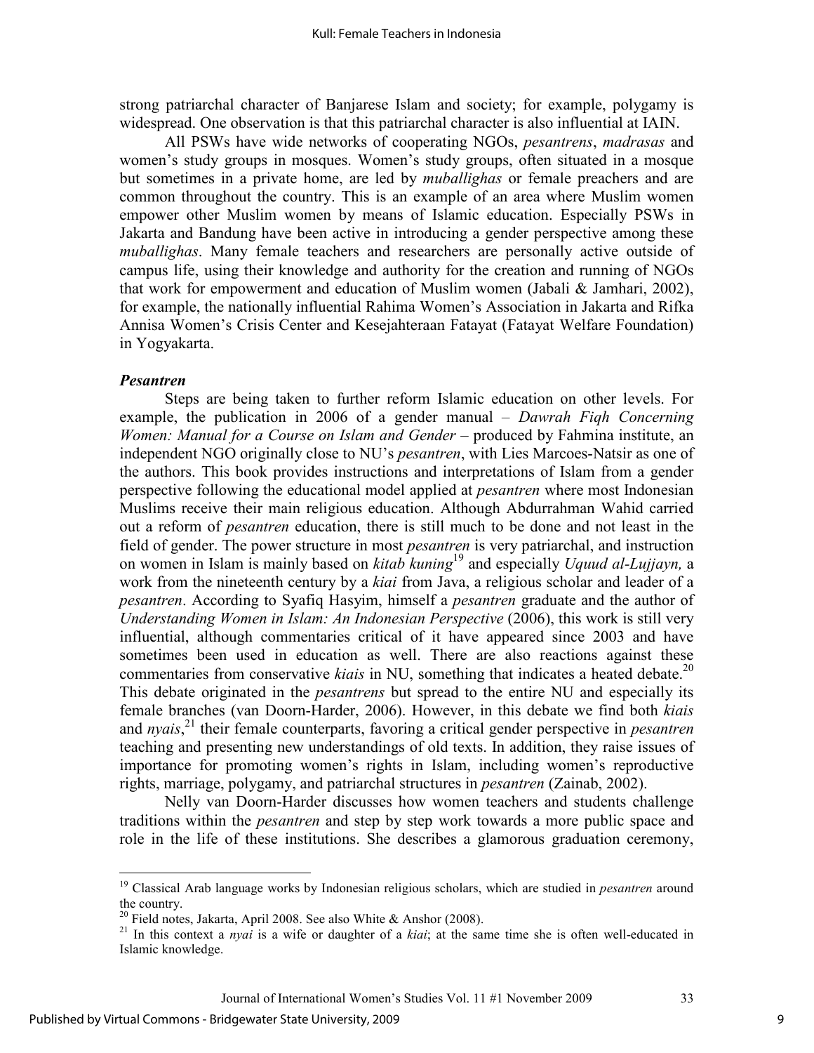strong patriarchal character of Banjarese Islam and society; for example, polygamy is widespread. One observation is that this patriarchal character is also influential at IAIN.

All PSWs have wide networks of cooperating NGOs, *pesantrens*, *madrasas* and women's study groups in mosques. Women's study groups, often situated in a mosque but sometimes in a private home, are led by *muballighas* or female preachers and are common throughout the country. This is an example of an area where Muslim women empower other Muslim women by means of Islamic education. Especially PSWs in Jakarta and Bandung have been active in introducing a gender perspective among these *muballighas*. Many female teachers and researchers are personally active outside of campus life, using their knowledge and authority for the creation and running of NGOs that work for empowerment and education of Muslim women (Jabali & Jamhari, 2002), for example, the nationally influential Rahima Women's Association in Jakarta and Rifka Annisa Women's Crisis Center and Kesejahteraan Fatayat (Fatayat Welfare Foundation) in Yogyakarta.

### *Pesantren*

Steps are being taken to further reform Islamic education on other levels. For example, the publication in 2006 of a gender manual – *Dawrah Fiqh Concerning Women: Manual for a Course on Islam and Gender* – produced by Fahmina institute, an independent NGO originally close to NU's *pesantren*, with Lies Marcoes-Natsir as one of the authors. This book provides instructions and interpretations of Islam from a gender perspective following the educational model applied at *pesantren* where most Indonesian Muslims receive their main religious education. Although Abdurrahman Wahid carried out a reform of *pesantren* education, there is still much to be done and not least in the field of gender. The power structure in most *pesantren* is very patriarchal, and instruction on women in Islam is mainly based on *kitab kuning*[19] and especially *Uquud al-Lujjayn,* a work from the nineteenth century by a *kiai* from Java, a religious scholar and leader of a *pesantren*. According to Syafiq Hasyim, himself a *pesantren* graduate and the author of *Understanding Women in Islam: An Indonesian Perspective* (2006), this work is still very influential, although commentaries critical of it have appeared since 2003 and have sometimes been used in education as well. There are also reactions against these commentaries from conservative *kiais* in NU, something that indicates a heated debate.[20] This debate originated in the *pesantrens* but spread to the entire NU and especially its female branches (van Doorn-Harder, 2006). However, in this debate we find both *kiais* and *nyais*,[21] their female counterparts, favoring a critical gender perspective in *pesantren* teaching and presenting new understandings of old texts. In addition, they raise issues of importance for promoting women's rights in Islam, including women's reproductive rights, marriage, polygamy, and patriarchal structures in *pesantren* (Zainab, 2002).

Nelly van Doorn-Harder discusses how women teachers and students challenge traditions within the *pesantren* and step by step work towards a more public space and role in the life of these institutions. She describes a glamorous graduation ceremony,

[19] Classical Arab language works by Indonesian religious scholars, which are studied in *pesantren* around the country.

[20] Field notes, Jakarta, April 2008. See also White & Anshor (2008).

[21] In this context a *nyai* is a wife or daughter of a *kiai*; at the same time she is often well-educated in Islamic knowledge.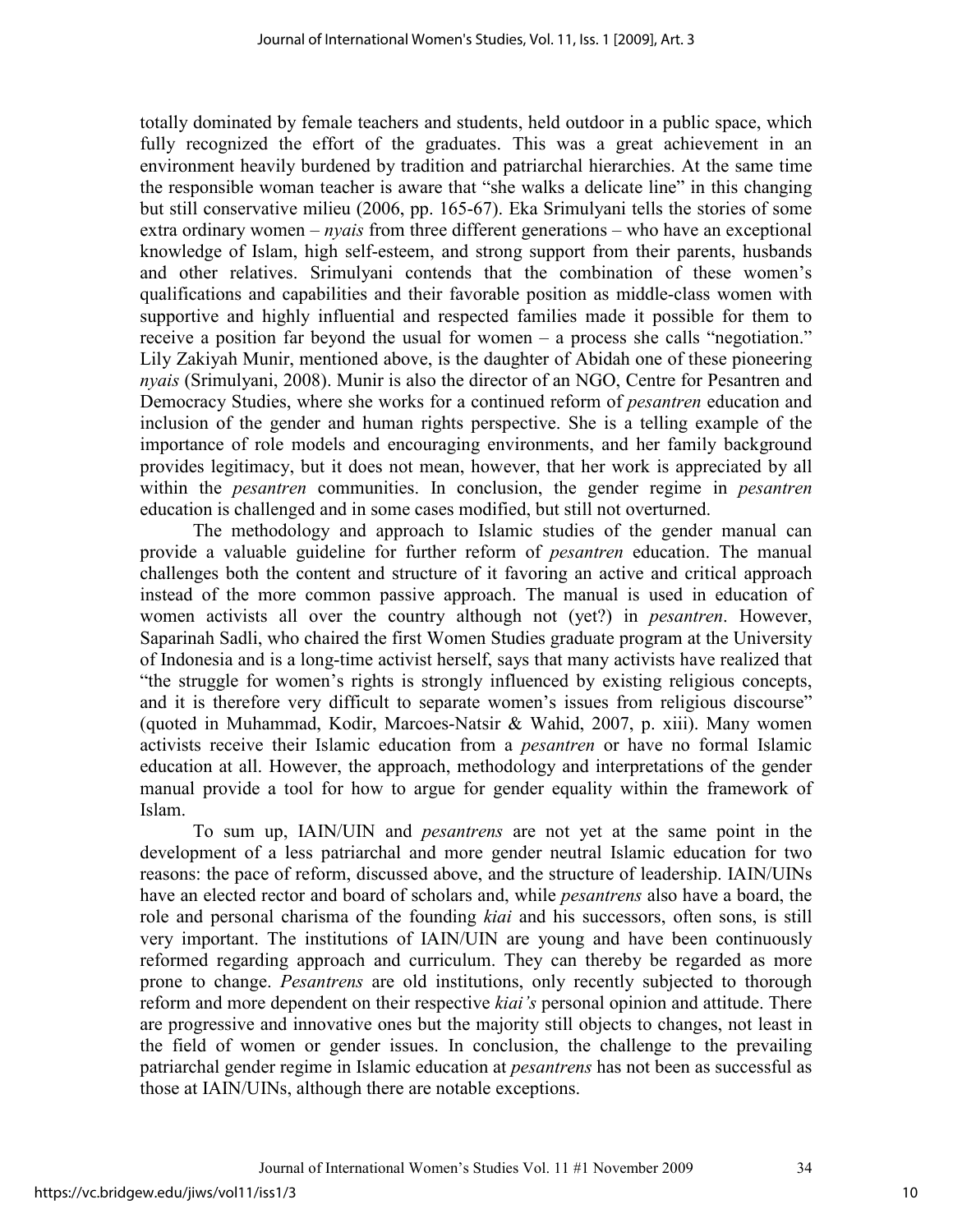totally dominated by female teachers and students, held outdoor in a public space, which fully recognized the effort of the graduates. This was a great achievement in an environment heavily burdened by tradition and patriarchal hierarchies. At the same time the responsible woman teacher is aware that "she walks a delicate line" in this changing but still conservative milieu (2006, pp. 165-67). Eka Srimulyani tells the stories of some extra ordinary women – *nyais* from three different generations – who have an exceptional knowledge of Islam, high self-esteem, and strong support from their parents, husbands and other relatives. Srimulyani contends that the combination of these women's qualifications and capabilities and their favorable position as middle-class women with supportive and highly influential and respected families made it possible for them to receive a position far beyond the usual for women – a process she calls "negotiation." Lily Zakiyah Munir, mentioned above, is the daughter of Abidah one of these pioneering *nyais* (Srimulyani, 2008). Munir is also the director of an NGO, Centre for Pesantren and Democracy Studies, where she works for a continued reform of *pesantren* education and inclusion of the gender and human rights perspective. She is a telling example of the importance of role models and encouraging environments, and her family background provides legitimacy, but it does not mean, however, that her work is appreciated by all within the *pesantren* communities. In conclusion, the gender regime in *pesantren* education is challenged and in some cases modified, but still not overturned.

The methodology and approach to Islamic studies of the gender manual can provide a valuable guideline for further reform of *pesantren* education. The manual challenges both the content and structure of it favoring an active and critical approach instead of the more common passive approach. The manual is used in education of women activists all over the country although not (yet?) in *pesantren*. However, Saparinah Sadli, who chaired the first Women Studies graduate program at the University of Indonesia and is a long-time activist herself, says that many activists have realized that "the struggle for women's rights is strongly influenced by existing religious concepts, and it is therefore very difficult to separate women's issues from religious discourse" (quoted in Muhammad, Kodir, Marcoes-Natsir & Wahid, 2007, p. xiii). Many women activists receive their Islamic education from a *pesantren* or have no formal Islamic education at all. However, the approach, methodology and interpretations of the gender manual provide a tool for how to argue for gender equality within the framework of Islam.

To sum up, IAIN/UIN and *pesantrens* are not yet at the same point in the development of a less patriarchal and more gender neutral Islamic education for two reasons: the pace of reform, discussed above, and the structure of leadership. IAIN/UINs have an elected rector and board of scholars and, while *pesantrens* also have a board, the role and personal charisma of the founding *kiai* and his successors, often sons, is still very important. The institutions of IAIN/UIN are young and have been continuously reformed regarding approach and curriculum. They can thereby be regarded as more prone to change. *Pesantrens* are old institutions, only recently subjected to thorough reform and more dependent on their respective *kiai's* personal opinion and attitude. There are progressive and innovative ones but the majority still objects to changes, not least in the field of women or gender issues. In conclusion, the challenge to the prevailing patriarchal gender regime in Islamic education at *pesantrens* has not been as successful as those at IAIN/UINs, although there are notable exceptions.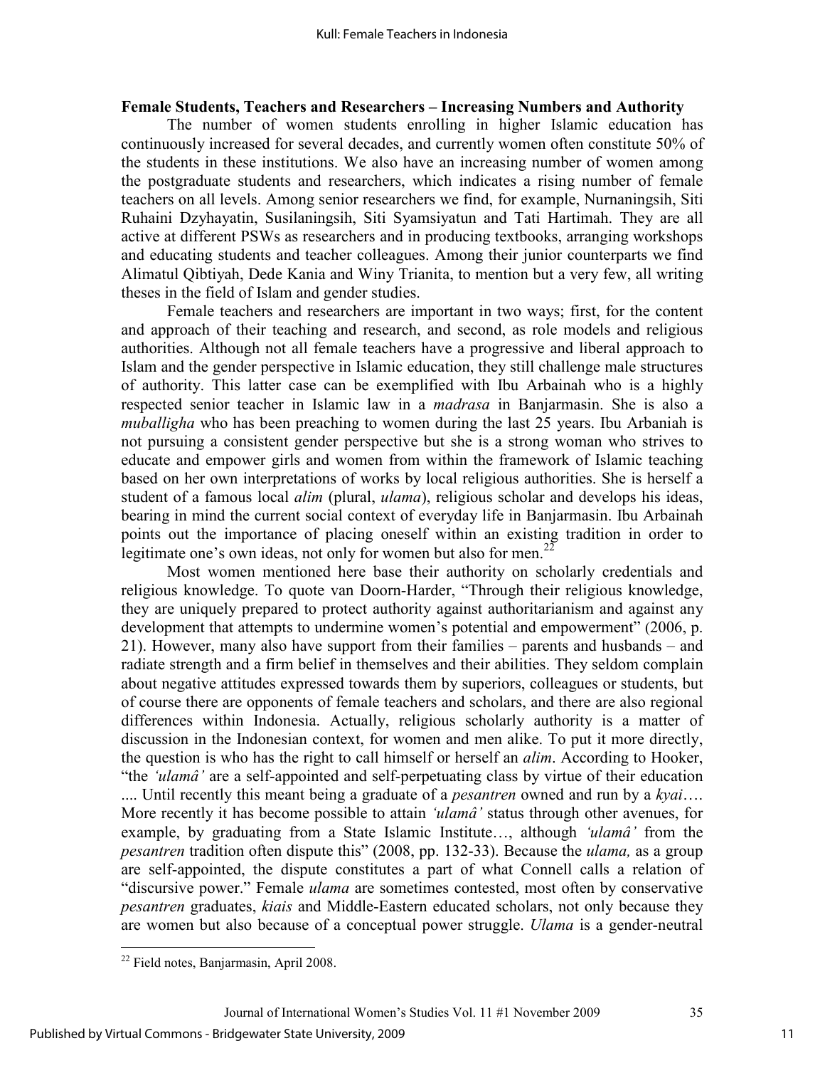**Female Students, Teachers and Researchers – Increasing Numbers and Authority**

The number of women students enrolling in higher Islamic education has continuously increased for several decades, and currently women often constitute 50% of the students in these institutions. We also have an increasing number of women among the postgraduate students and researchers, which indicates a rising number of female teachers on all levels. Among senior researchers we find, for example, Nurnaningsih, Siti Ruhaini Dzyhayatin, Susilaningsih, Siti Syamsiyatun and Tati Hartimah. They are all active at different PSWs as researchers and in producing textbooks, arranging workshops and educating students and teacher colleagues. Among their junior counterparts we find Alimatul Qibtiyah, Dede Kania and Winy Trianita, to mention but a very few, all writing theses in the field of Islam and gender studies.

Female teachers and researchers are important in two ways; first, for the content and approach of their teaching and research, and second, as role models and religious authorities. Although not all female teachers have a progressive and liberal approach to Islam and the gender perspective in Islamic education, they still challenge male structures of authority. This latter case can be exemplified with Ibu Arbainah who is a highly respected senior teacher in Islamic law in a *madrasa* in Banjarmasin. She is also a *muballigha* who has been preaching to women during the last 25 years. Ibu Arbaniah is not pursuing a consistent gender perspective but she is a strong woman who strives to educate and empower girls and women from within the framework of Islamic teaching based on her own interpretations of works by local religious authorities. She is herself a student of a famous local *alim* (plural, *ulama*), religious scholar and develops his ideas, bearing in mind the current social context of everyday life in Banjarmasin. Ibu Arbainah points out the importance of placing oneself within an existing tradition in order to legitimate one's own ideas, not only for women but also for men.[22]

Most women mentioned here base their authority on scholarly credentials and religious knowledge. To quote van Doorn-Harder, "Through their religious knowledge, they are uniquely prepared to protect authority against authoritarianism and against any development that attempts to undermine women's potential and empowerment" (2006, p. 21). However, many also have support from their families – parents and husbands – and radiate strength and a firm belief in themselves and their abilities. They seldom complain about negative attitudes expressed towards them by superiors, colleagues or students, but of course there are opponents of female teachers and scholars, and there are also regional differences within Indonesia. Actually, religious scholarly authority is a matter of discussion in the Indonesian context, for women and men alike. To put it more directly, the question is who has the right to call himself or herself an *alim*. According to Hooker, "the *'ulamâ'* are a self-appointed and self-perpetuating class by virtue of their education .... Until recently this meant being a graduate of a *pesantren* owned and run by a *kyai*…. More recently it has become possible to attain *'ulamâ'* status through other avenues, for example, by graduating from a State Islamic Institute…, although *'ulamâ'* from the *pesantren* tradition often dispute this" (2008, pp. 132-33). Because the *ulama,* as a group are self-appointed, the dispute constitutes a part of what Connell calls a relation of "discursive power." Female *ulama* are sometimes contested, most often by conservative *pesantren* graduates, *kiais* and Middle-Eastern educated scholars, not only because they are women but also because of a conceptual power struggle. *Ulama* is a gender-neutral

[22] Field notes, Banjarmasin, April 2008.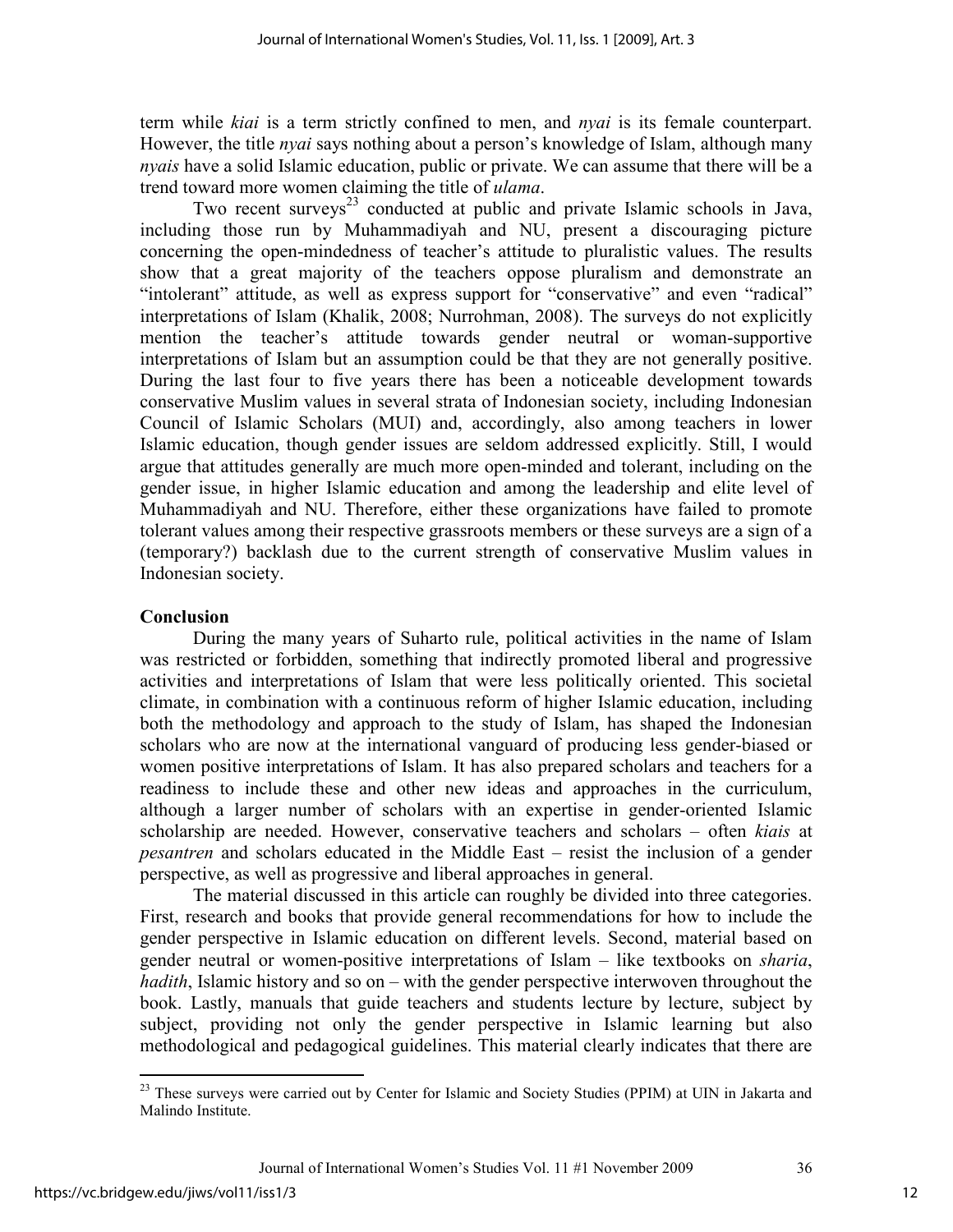term while *kiai* is a term strictly confined to men, and *nyai* is its female counterpart. However, the title *nyai* says nothing about a person's knowledge of Islam, although many *nyais* have a solid Islamic education, public or private. We can assume that there will be a trend toward more women claiming the title of *ulama*.

Two recent surveys[23] conducted at public and private Islamic schools in Java, including those run by Muhammadiyah and NU, present a discouraging picture concerning the open-mindedness of teacher's attitude to pluralistic values. The results show that a great majority of the teachers oppose pluralism and demonstrate an "intolerant" attitude, as well as express support for "conservative" and even "radical" interpretations of Islam (Khalik, 2008; Nurrohman, 2008). The surveys do not explicitly mention the teacher's attitude towards gender neutral or woman-supportive interpretations of Islam but an assumption could be that they are not generally positive. During the last four to five years there has been a noticeable development towards conservative Muslim values in several strata of Indonesian society, including Indonesian Council of Islamic Scholars (MUI) and, accordingly, also among teachers in lower Islamic education, though gender issues are seldom addressed explicitly. Still, I would argue that attitudes generally are much more open-minded and tolerant, including on the gender issue, in higher Islamic education and among the leadership and elite level of Muhammadiyah and NU. Therefore, either these organizations have failed to promote tolerant values among their respective grassroots members or these surveys are a sign of a (temporary?) backlash due to the current strength of conservative Muslim values in Indonesian society.

## Conclusion

During the many years of Suharto rule, political activities in the name of Islam was restricted or forbidden, something that indirectly promoted liberal and progressive activities and interpretations of Islam that were less politically oriented. This societal climate, in combination with a continuous reform of higher Islamic education, including both the methodology and approach to the study of Islam, has shaped the Indonesian scholars who are now at the international vanguard of producing less gender-biased or women positive interpretations of Islam. It has also prepared scholars and teachers for a readiness to include these and other new ideas and approaches in the curriculum, although a larger number of scholars with an expertise in gender-oriented Islamic scholarship are needed. However, conservative teachers and scholars – often *kiais* at *pesantren* and scholars educated in the Middle East – resist the inclusion of a gender perspective, as well as progressive and liberal approaches in general.

The material discussed in this article can roughly be divided into three categories. First, research and books that provide general recommendations for how to include the gender perspective in Islamic education on different levels. Second, material based on gender neutral or women-positive interpretations of Islam – like textbooks on *sharia*, *hadith*, Islamic history and so on – with the gender perspective interwoven throughout the book. Lastly, manuals that guide teachers and students lecture by lecture, subject by subject, providing not only the gender perspective in Islamic learning but also methodological and pedagogical guidelines. This material clearly indicates that there are

[23] These surveys were carried out by Center for Islamic and Society Studies (PPIM) at UIN in Jakarta and Malindo Institute.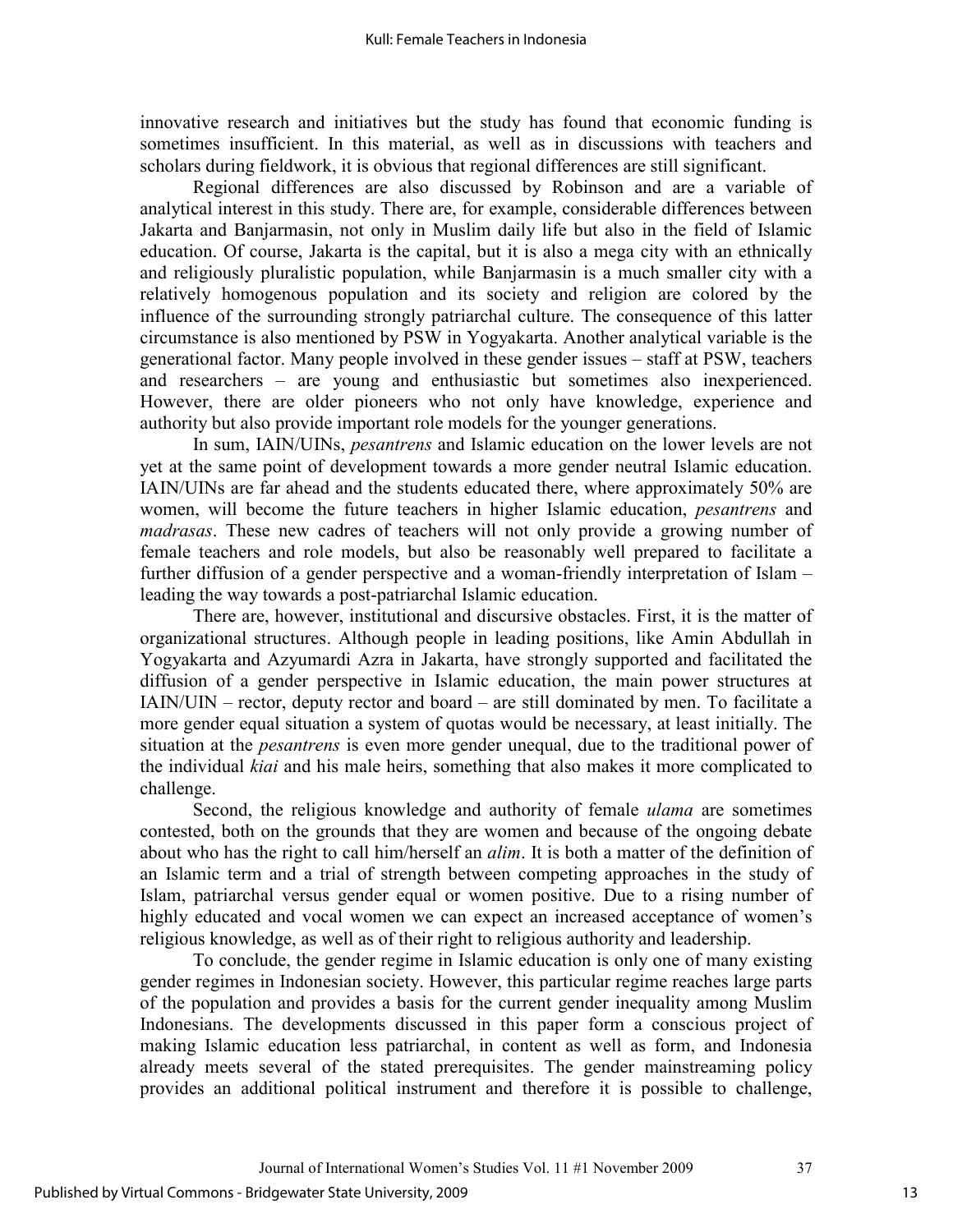innovative research and initiatives but the study has found that economic funding is sometimes insufficient. In this material, as well as in discussions with teachers and scholars during fieldwork, it is obvious that regional differences are still significant.

Regional differences are also discussed by Robinson and are a variable of analytical interest in this study. There are, for example, considerable differences between Jakarta and Banjarmasin, not only in Muslim daily life but also in the field of Islamic education. Of course, Jakarta is the capital, but it is also a mega city with an ethnically and religiously pluralistic population, while Banjarmasin is a much smaller city with a relatively homogenous population and its society and religion are colored by the influence of the surrounding strongly patriarchal culture. The consequence of this latter circumstance is also mentioned by PSW in Yogyakarta. Another analytical variable is the generational factor. Many people involved in these gender issues – staff at PSW, teachers and researchers – are young and enthusiastic but sometimes also inexperienced. However, there are older pioneers who not only have knowledge, experience and authority but also provide important role models for the younger generations.

In sum, IAIN/UINs, *pesantrens* and Islamic education on the lower levels are not yet at the same point of development towards a more gender neutral Islamic education. IAIN/UINs are far ahead and the students educated there, where approximately 50% are women, will become the future teachers in higher Islamic education, *pesantrens* and *madrasas*. These new cadres of teachers will not only provide a growing number of female teachers and role models, but also be reasonably well prepared to facilitate a further diffusion of a gender perspective and a woman-friendly interpretation of Islam – leading the way towards a post-patriarchal Islamic education.

There are, however, institutional and discursive obstacles. First, it is the matter of organizational structures. Although people in leading positions, like Amin Abdullah in Yogyakarta and Azyumardi Azra in Jakarta, have strongly supported and facilitated the diffusion of a gender perspective in Islamic education, the main power structures at IAIN/UIN – rector, deputy rector and board – are still dominated by men. To facilitate a more gender equal situation a system of quotas would be necessary, at least initially. The situation at the *pesantrens* is even more gender unequal, due to the traditional power of the individual *kiai* and his male heirs, something that also makes it more complicated to challenge.

Second, the religious knowledge and authority of female *ulama* are sometimes contested, both on the grounds that they are women and because of the ongoing debate about who has the right to call him/herself an *alim*. It is both a matter of the definition of an Islamic term and a trial of strength between competing approaches in the study of Islam, patriarchal versus gender equal or women positive. Due to a rising number of highly educated and vocal women we can expect an increased acceptance of women's religious knowledge, as well as of their right to religious authority and leadership.

To conclude, the gender regime in Islamic education is only one of many existing gender regimes in Indonesian society. However, this particular regime reaches large parts of the population and provides a basis for the current gender inequality among Muslim Indonesians. The developments discussed in this paper form a conscious project of making Islamic education less patriarchal, in content as well as form, and Indonesia already meets several of the stated prerequisites. The gender mainstreaming policy provides an additional political instrument and therefore it is possible to challenge,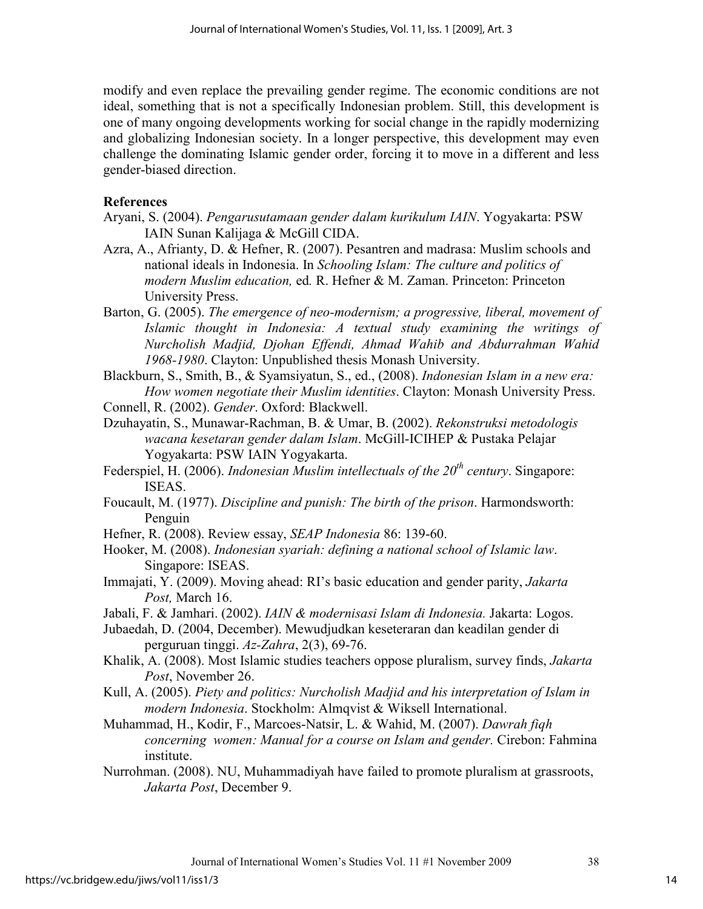modify and even replace the prevailing gender regime. The economic conditions are not ideal, something that is not a specifically Indonesian problem. Still, this development is one of many ongoing developments working for social change in the rapidly modernizing and globalizing Indonesian society. In a longer perspective, this development may even challenge the dominating Islamic gender order, forcing it to move in a different and less gender-biased direction.

**References**

Aryani, S. (2004). *Pengarusutamaan gender dalam kurikulum IAIN*. Yogyakarta: PSW IAIN Sunan Kalijaga & McGill CIDA.

Azra, A., Afrianty, D. & Hefner, R. (2007). Pesantren and madrasa: Muslim schools and national ideals in Indonesia. In *Schooling Islam: The culture and politics of modern Muslim education,* ed. R. Hefner & M. Zaman. Princeton: Princeton University Press.

Barton, G. (2005). *The emergence of neo-modernism; a progressive, liberal, movement of Islamic thought in Indonesia: A textual study examining the writings of Nurcholish Madjid, Djohan Effendi, Ahmad Wahib and Abdurrahman Wahid 1968-1980*. Clayton: Unpublished thesis Monash University.

Blackburn, S., Smith, B., & Syamsiyatun, S., ed., (2008). *Indonesian Islam in a new era: How women negotiate their Muslim identities*. Clayton: Monash University Press.

Connell, R. (2002). *Gender*. Oxford: Blackwell.

Dzuhayatin, S., Munawar-Rachman, B. & Umar, B. (2002). *Rekonstruksi metodologis wacana kesetaran gender dalam Islam*. McGill-ICIHEP & Pustaka Pelajar Yogyakarta: PSW IAIN Yogyakarta.

Federspiel, H. (2006). *Indonesian Muslim intellectuals of the 20th century*. Singapore: ISEAS.

Foucault, M. (1977). *Discipline and punish: The birth of the prison*. Harmondsworth: Penguin

Hefner, R. (2008). Review essay, *SEAP Indonesia* 86: 139-60.

Hooker, M. (2008). *Indonesian syariah: defining a national school of Islamic law*. Singapore: ISEAS.

Immajati, Y. (2009). Moving ahead: RI's basic education and gender parity, *Jakarta Post,* March 16.

Jabali, F. & Jamhari. (2002). *IAIN & modernisasi Islam di Indonesia.* Jakarta: Logos.

Jubaedah, D. (2004, December). Mewudjudkan keseteraran dan keadilan gender di perguruan tinggi. *Az-Zahra*, 2(3), 69-76.

Khalik, A. (2008). Most Islamic studies teachers oppose pluralism, survey finds, *Jakarta Post*, November 26.

Kull, A. (2005). *Piety and politics: Nurcholish Madjid and his interpretation of Islam in modern Indonesia*. Stockholm: Almqvist & Wiksell International.

Muhammad, H., Kodir, F., Marcoes-Natsir, L. & Wahid, M. (2007). *Dawrah fiqh concerning women: Manual for a course on Islam and gender.* Cirebon: Fahmina institute.

Nurrohman. (2008). NU, Muhammadiyah have failed to promote pluralism at grassroots, *Jakarta Post*, December 9.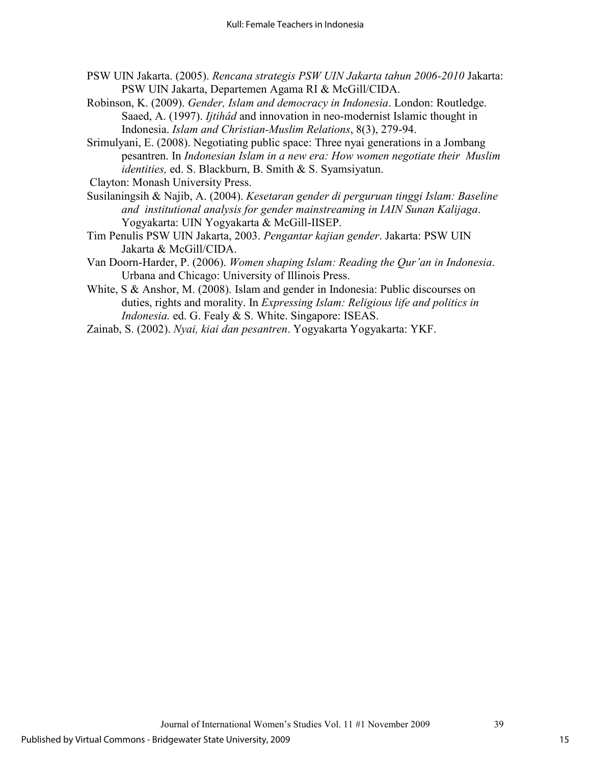PSW UIN Jakarta. (2005). *Rencana strategis PSW UIN Jakarta tahun 2006-2010* Jakarta: PSW UIN Jakarta, Departemen Agama RI & McGill/CIDA.

Robinson, K. (2009). *Gender, Islam and democracy in Indonesia*. London: Routledge.
Saaed, A. (1997). *Ijtihâd* and innovation in neo-modernist Islamic thought in Indonesia. *Islam and Christian-Muslim Relations*, 8(3), 279-94.

Srimulyani, E. (2008). Negotiating public space: Three nyai generations in a Jombang pesantren. In *Indonesian Islam in a new era: How women negotiate their Muslim identities,* ed. S. Blackburn, B. Smith & S. Syamsiyatun.
Clayton: Monash University Press.

Susilaningsih & Najib, A. (2004). *Kesetaran gender di perguruan tinggi Islam: Baseline and institutional analysis for gender mainstreaming in IAIN Sunan Kalijaga*. Yogyakarta: UIN Yogyakarta & McGill-IISEP.

Tim Penulis PSW UIN Jakarta, 2003. *Pengantar kajian gender*. Jakarta: PSW UIN Jakarta & McGill/CIDA.

Van Doorn-Harder, P. (2006). *Women shaping Islam: Reading the Qur'an in Indonesia*. Urbana and Chicago: University of Illinois Press.

White, S & Anshor, M. (2008). Islam and gender in Indonesia: Public discourses on duties, rights and morality. In *Expressing Islam: Religious life and politics in Indonesia.* ed. G. Fealy & S. White. Singapore: ISEAS.

Zainab, S. (2002). *Nyai, kiai dan pesantren*. Yogyakarta Yogyakarta: YKF.